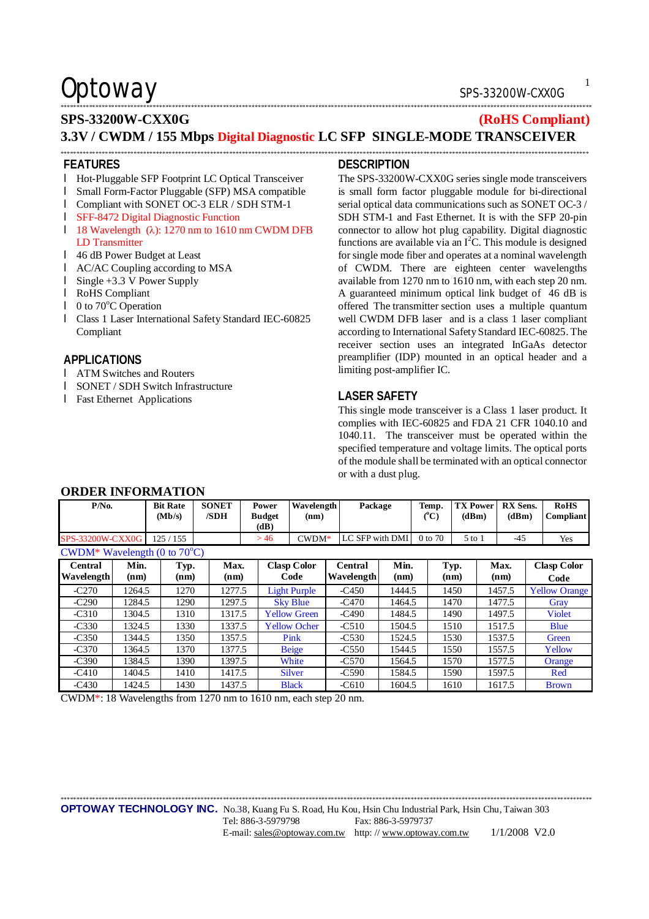# Optoway

## SPS-33200W-CXX0G

**(RoHS Compliant)**

## 3.3V / CWDM / 155 Mbps Digital Diagnostic LC SFP SINGLE-MODE TRANSCEIVER

### FEATURES

- Hot-Pluggable SFP Footprint LC Optical Transceiver
- Small Form-Factor Pluggable (SFP) MSA compatible
- Compliant with SONET OC-3 ELR / SDH STM-1
- SFF-8472 Digital Diagnostic Function
- 18 Wavelength (λ): 1270 nm to 1610 nm CWDM DFB LD Transmitter
- 46 dB Power Budget at Least
- AC/AC Coupling according to MSA
- Single +3.3 V Power Supply
- RoHS Compliant
- 0 to 70°C Operation
- Class 1 Laser International Safety Standard IEC-60825 Compliant

### APPLICATIONS

- ATM Switches and Routers
- SONET / SDH Switch Infrastructure
- Fast Ethernet Applications

### DESCRIPTION

The SPS-33200W-CXX0G series single mode transceivers is small form factor pluggable module for bi-directional serial optical data communications such as SONET OC-3 / SDH STM-1 and Fast Ethernet. It is with the SFP 20-pin connector to allow hot plug capability. Digital diagnostic functions are available via an $I^2C$. This module is designed for single mode fiber and operates at a nominal wavelength of CWDM. There are eighteen center wavelengths available from 1270 nm to 1610 nm, with each step 20 nm. A guaranteed minimum optical link budget of 46 dB is offered The transmitter section uses a multiple quantum well CWDM DFB laser and is a class 1 laser compliant according to International Safety Standard IEC-60825. The receiver section uses an integrated InGaAs detector preamplifier (IDP) mounted in an optical header and a limiting post-amplifier IC.

### LASER SAFETY

This single mode transceiver is a Class 1 laser product. It complies with IEC-60825 and FDA 21 CFR 1040.10 and 1040.11. The transceiver must be operated within the specified temperature and voltage limits. The optical ports of the module shall be terminated with an optical connector or with a dust plug.

### ORDER INFORMATION

| P/No. | Bit Rate (Mb/s) | SONET /SDH | Power Budget (dB) | Wavelength (nm) | Package | Temp. (°C) | TX Power (dBm) | RX Sens. (dBm) | RoHS Compliant |
|---|---|---|---|---|---|---|---|---|---|
| SPS-33200W-CXX0G | 125 / 155 | | > 46 | CWDM* | LC SFP with DMI | 0 to 70 | 5 to 1 | -45 | Yes |

CWDM* Wavelength (0 to 70°C)

| Central Wavelength | Min. (nm) | Typ. (nm) | Max. (nm) | Clasp Color Code | Central Wavelength | Min. (nm) | Typ. (nm) | Max. (nm) | Clasp Color Code |
|---|---|---|---|---|---|---|---|---|---|
| -C270 | 1264.5 | 1270 | 1277.5 | Light Purple | -C450 | 1444.5 | 1450 | 1457.5 | Yellow Orange |
| -C290 | 1284.5 | 1290 | 1297.5 | Sky Blue | -C470 | 1464.5 | 1470 | 1477.5 | Gray |
| -C310 | 1304.5 | 1310 | 1317.5 | Yellow Green | -C490 | 1484.5 | 1490 | 1497.5 | Violet |
| -C330 | 1324.5 | 1330 | 1337.5 | Yellow Ocher | -C510 | 1504.5 | 1510 | 1517.5 | Blue |
| -C350 | 1344.5 | 1350 | 1357.5 | Pink | -C530 | 1524.5 | 1530 | 1537.5 | Green |
| -C370 | 1364.5 | 1370 | 1377.5 | Beige | -C550 | 1544.5 | 1550 | 1557.5 | Yellow |
| -C390 | 1384.5 | 1390 | 1397.5 | White | -C570 | 1564.5 | 1570 | 1577.5 | Orange |
| -C410 | 1404.5 | 1410 | 1417.5 | Silver | -C590 | 1584.5 | 1590 | 1597.5 | Red |
| -C430 | 1424.5 | 1430 | 1437.5 | Black | -C610 | 1604.5 | 1610 | 1617.5 | Brown |

CWDM*: 18 Wavelengths from 1270 nm to 1610 nm, each step 20 nm.

**OPTOWAY TECHNOLOGY INC.** No.38, Kuang Fu S. Road, Hu Kou, Hsin Chu Industrial Park, Hsin Chu, Taiwan 303
Tel: 886-3-5979798 Fax: 886-3-5979737
E-mail: sales@optoway.com.tw http: // www.optoway.com.tw 1/1/2008 V2.0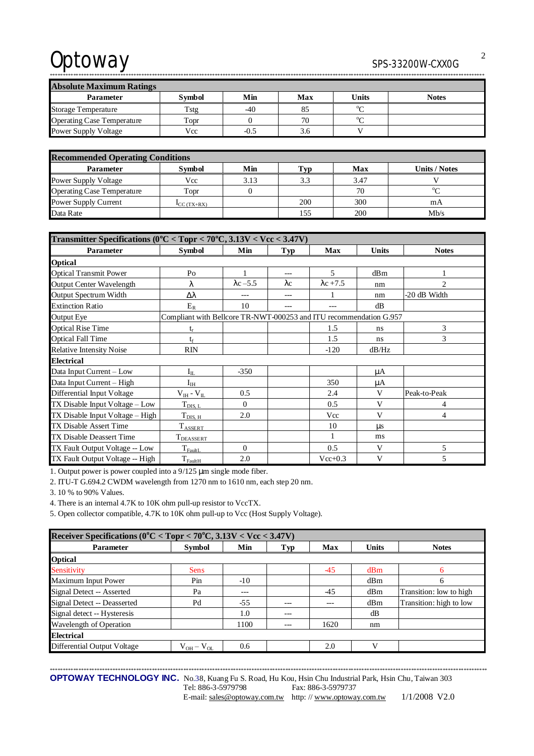## Absolute Maximum Ratings

| Parameter | Symbol | Min | Max | Units | Notes |
|---|---|---|---|---|---|
| Storage Temperature | Tstg | -40 | 85 | °C | |
| Operating Case Temperature | Topr | 0 | 70 | °C | |
| Power Supply Voltage | Vcc | -0.5 | 3.6 | V | |

## Recommended Operating Conditions

| Parameter | Symbol | Min | Typ | Max | Units / Notes |
|---|---|---|---|---|---|
| Power Supply Voltage | Vcc | 3.13 | 3.3 | 3.47 | V |
| Operating Case Temperature | Topr | 0 | | 70 | °C |
| Power Supply Current | $I_{CC\ (TX+RX)}$ | | 200 | 300 | mA |
| Data Rate | | | 155 | 200 | Mb/s |

## Transmitter Specifications (0°C < Topr < 70°C, 3.13V < Vcc < 3.47V)

| Parameter | Symbol | Min | Typ | Max | Units | Notes |
|---|---|---|---|---|---|---|
| **Optical** | | | | | | |
| Optical Transmit Power | Po | 1 | --- | 5 | dBm | 1 |
| Output Center Wavelength | λ | λc –5.5 | λc | λc +7.5 | nm | 2 |
| Output Spectrum Width | Δλ | --- | --- | 1 | nm | -20 dB Width |
| Extinction Ratio | $E_R$ | 10 | --- | --- | dB | |
| Output Eye | Compliant with Bellcore TR-NWT-000253 and ITU recommendation G.957 | | | | | |
| Optical Rise Time | $t_r$ | | | 1.5 | ns | 3 |
| Optical Fall Time | $t_f$ | | | 1.5 | ns | 3 |
| Relative Intensity Noise | RIN | | | -120 | dB/Hz | |
| **Electrical** | | | | | | |
| Data Input Current – Low | $I_{IL}$ | -350 | | | μA | |
| Data Input Current – High | $I_{IH}$ | | | 350 | μA | |
| Differential Input Voltage | $V_{IH}$ - $V_{IL}$ | 0.5 | | 2.4 | V | Peak-to-Peak |
| TX Disable Input Voltage – Low | $T_{DIS,\ L}$ | 0 | | 0.5 | V | 4 |
| TX Disable Input Voltage – High | $T_{DIS,\ H}$ | 2.0 | | Vcc | V | 4 |
| TX Disable Assert Time | $T_{ASSERT}$ | | | 10 | μs | |
| TX Disable Deassert Time | $T_{DEASSERT}$ | | | 1 | ms | |
| TX Fault Output Voltage -- Low | $T_{FaultL}$ | 0 | | 0.5 | V | 5 |
| TX Fault Output Voltage -- High | $T_{FaultH}$ | 2.0 | | Vcc+0.3 | V | 5 |

1. Output power is power coupled into a 9/125 μm single mode fiber.
2. ITU-T G.694.2 CWDM wavelength from 1270 nm to 1610 nm, each step 20 nm.
3. 10 % to 90% Values.
4. There is an internal 4.7K to 10K ohm pull-up resistor to VccTX.
5. Open collector compatible, 4.7K to 10K ohm pull-up to Vcc (Host Supply Voltage).

## Receiver Specifications (0°C < Topr < 70°C, 3.13V < Vcc < 3.47V)

| Parameter | Symbol | Min | Typ | Max | Units | Notes |
|---|---|---|---|---|---|---|
| **Optical** | | | | | | |
| Sensitivity | Sens | | | -45 | dBm | 6 |
| Maximum Input Power | Pin | -10 | | | dBm | 6 |
| Signal Detect -- Asserted | Pa | --- | | -45 | dBm | Transition: low to high |
| Signal Detect -- Deasserted | Pd | -55 | --- | --- | dBm | Transition: high to low |
| Signal detect -- Hysteresis | | 1.0 | --- | | dB | |
| Wavelength of Operation | | 1100 | --- | 1620 | nm | |
| **Electrical** | | | | | | |
| Differential Output Voltage | $V_{OH}$ – $V_{OL}$ | 0.6 | | 2.0 | V | |

**OPTOWAY TECHNOLOGY INC.** No.38, Kuang Fu S. Road, Hu Kou, Hsin Chu Industrial Park, Hsin Chu, Taiwan 303
Tel: 886-3-5979798 Fax: 886-3-5979737
E-mail: sales@optoway.com.tw http: // www.optoway.com.tw 1/1/2008 V2.0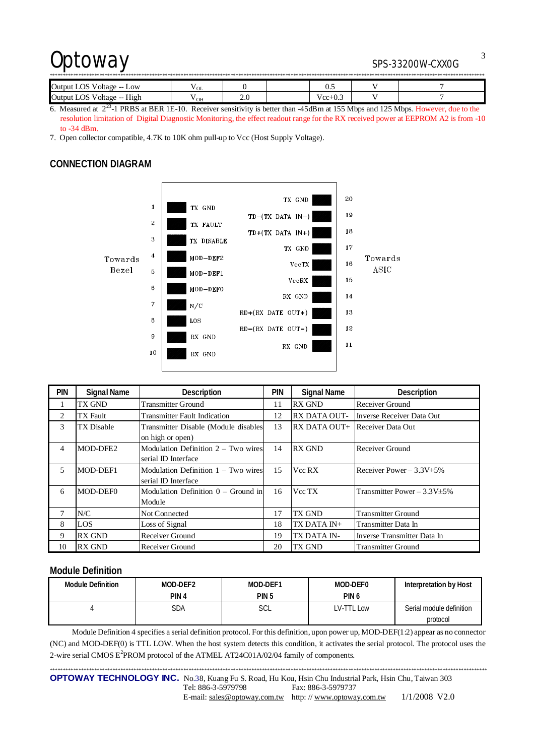| Output LOS Voltage -- Low | $V_{OL}$ | 0 | | 0.5 | V | 7 |
|---|---|---|---|---|---|---|
| Output LOS Voltage -- High | $V_{OH}$ | 2.0 | | Vcc+0.3 | V | 7 |

6. Measured at $2^{23}$-1 PRBS at BER 1E-10. Receiver sensitivity is better than -45dBm at 155 Mbps and 125 Mbps. However, due to the resolution limitation of Digital Diagnostic Monitoring, the effect readout range for the RX received power at EEPROM A2 is from -10 to -34 dBm.
7. Open collector compatible, 4.7K to 10K ohm pull-up to Vcc (Host Supply Voltage).

## CONNECTION DIAGRAM

Towards Bezel | Towards ASIC

| Pin | Signal | Signal | Pin |
|---|---|---|---|
| 1 | TX GND | TX GND | 20 |
| 2 | TX FAULT | TD−(TX DATA IN−) | 19 |
| 3 | TX DISABLE | TD+(TX DATA IN+) | 18 |
| 4 | MOD−DEF2 | TX GND | 17 |
| 5 | MOD−DEF1 | VccTX | 16 |
| 6 | MOD−DEF0 | VccRX | 15 |
| 7 | N/C | RX GND | 14 |
| 8 | LOS | RD+(RX DATE OUT+) | 13 |
| 9 | RX GND | RD−(RX DATE OUT−) | 12 |
| 10 | RX GND | RX GND | 11 |

| PIN | Signal Name | Description | PIN | Signal Name | Description |
|---|---|---|---|---|---|
| 1 | TX GND | Transmitter Ground | 11 | RX GND | Receiver Ground |
| 2 | TX Fault | Transmitter Fault Indication | 12 | RX DATA OUT- | Inverse Receiver Data Out |
| 3 | TX Disable | Transmitter Disable (Module disables on high or open) | 13 | RX DATA OUT+ | Receiver Data Out |
| 4 | MOD-DFE2 | Modulation Definition 2 – Two wires serial ID Interface | 14 | RX GND | Receiver Ground |
| 5 | MOD-DEF1 | Modulation Definition 1 – Two wires serial ID Interface | 15 | Vcc RX | Receiver Power – 3.3V±5% |
| 6 | MOD-DEF0 | Modulation Definition 0 – Ground in Module | 16 | Vcc TX | Transmitter Power – 3.3V±5% |
| 7 | N/C | Not Connected | 17 | TX GND | Transmitter Ground |
| 8 | LOS | Loss of Signal | 18 | TX DATA IN+ | Transmitter Data In |
| 9 | RX GND | Receiver Ground | 19 | TX DATA IN- | Inverse Transmitter Data In |
| 10 | RX GND | Receiver Ground | 20 | TX GND | Transmitter Ground |

## Module Definition

| Module Definition | MOD-DEF2 PIN 4 | MOD-DEF1 PIN 5 | MOD-DEF0 PIN 6 | Interpretation by Host |
|---|---|---|---|---|
| 4 | SDA | SCL | LV-TTL Low | Serial module definition protocol |

Module Definition 4 specifies a serial definition protocol. For this definition, upon power up, MOD-DEF(1:2) appear as no connector (NC) and MOD-DEF(0) is TTL LOW. When the host system detects this condition, it activates the serial protocol. The protocol uses the 2-wire serial CMOS $E^2$PROM protocol of the ATMEL AT24C01A/02/04 family of components.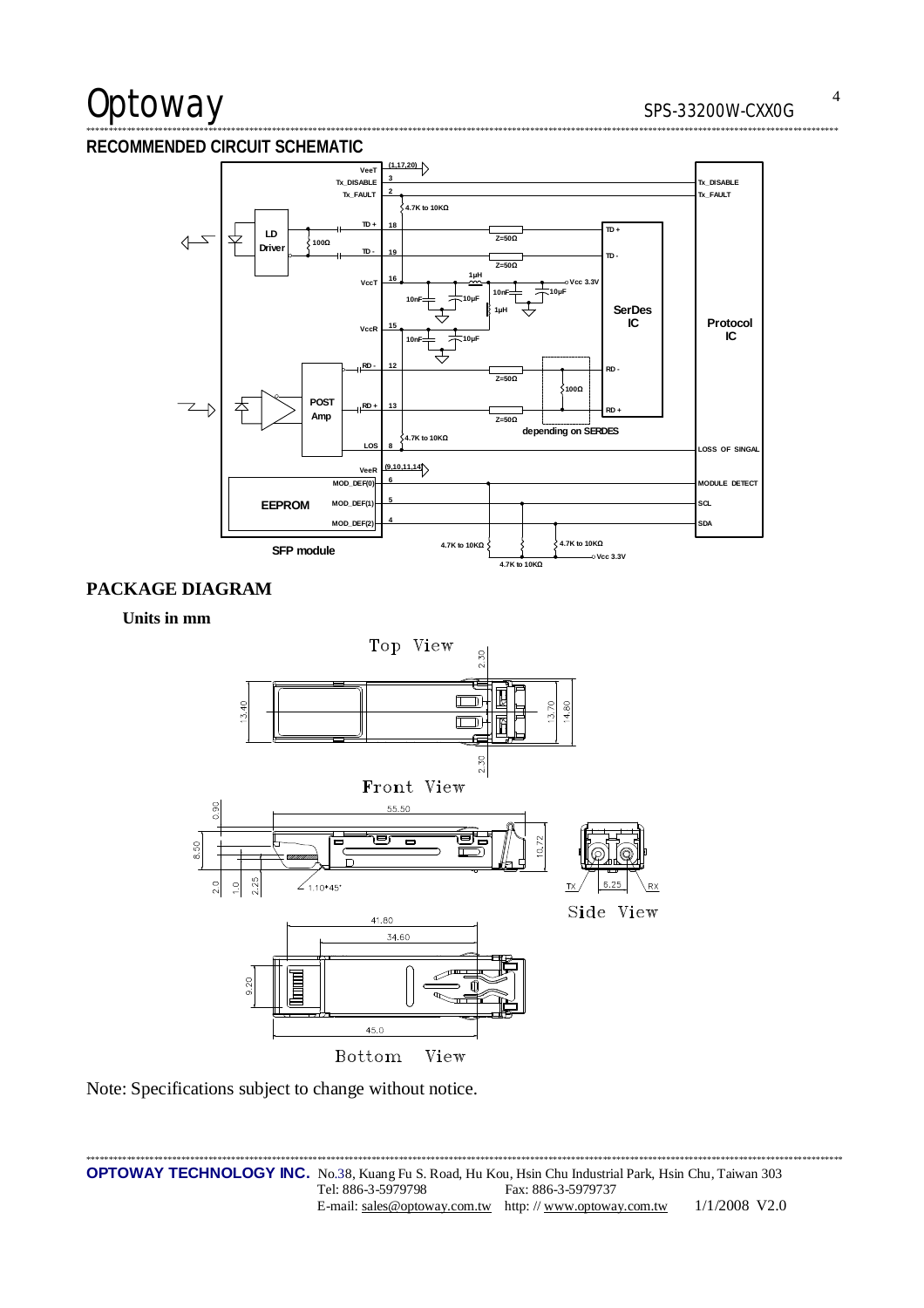## RECOMMENDED CIRCUIT SCHEMATIC

## PACKAGE DIAGRAM

**Units in mm**

Note: Specifications subject to change without notice.

**OPTOWAY TECHNOLOGY INC.** No.38, Kuang Fu S. Road, Hu Kou, Hsin Chu Industrial Park, Hsin Chu, Taiwan 303
Tel: 886-3-5979798 Fax: 886-3-5979737
E-mail: sales@optoway.com.tw http: // www.optoway.com.tw 1/1/2008 V2.0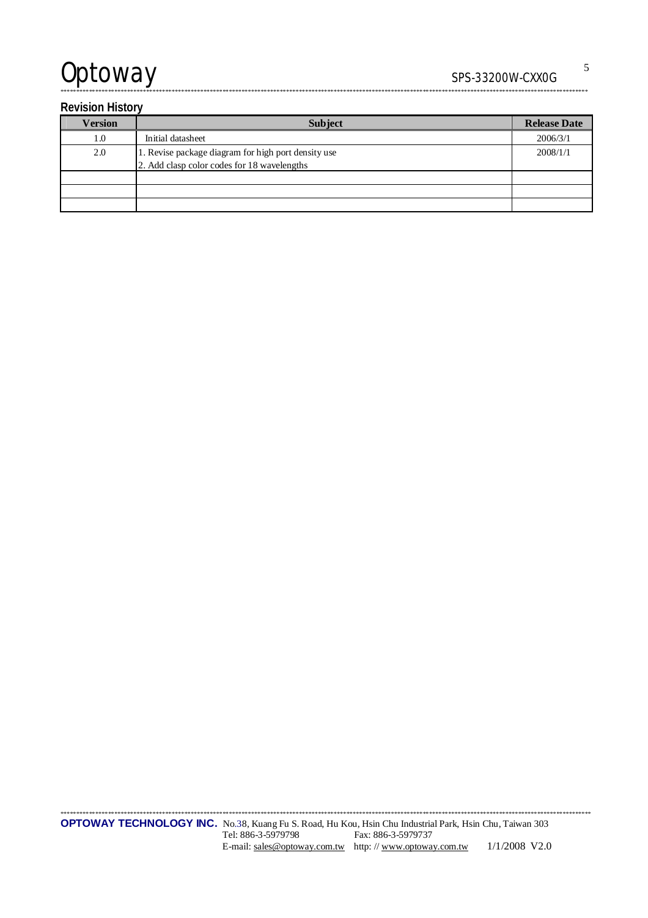## Revision History

| Version | Subject | Release Date |
|---|---|---|
| 1.0 | Initial datasheet | 2006/3/1 |
| 2.0 | 1. Revise package diagram for high port density use<br>2. Add clasp color codes for 18 wavelengths | 2008/1/1 |
| | | |
| | | |
| | | |